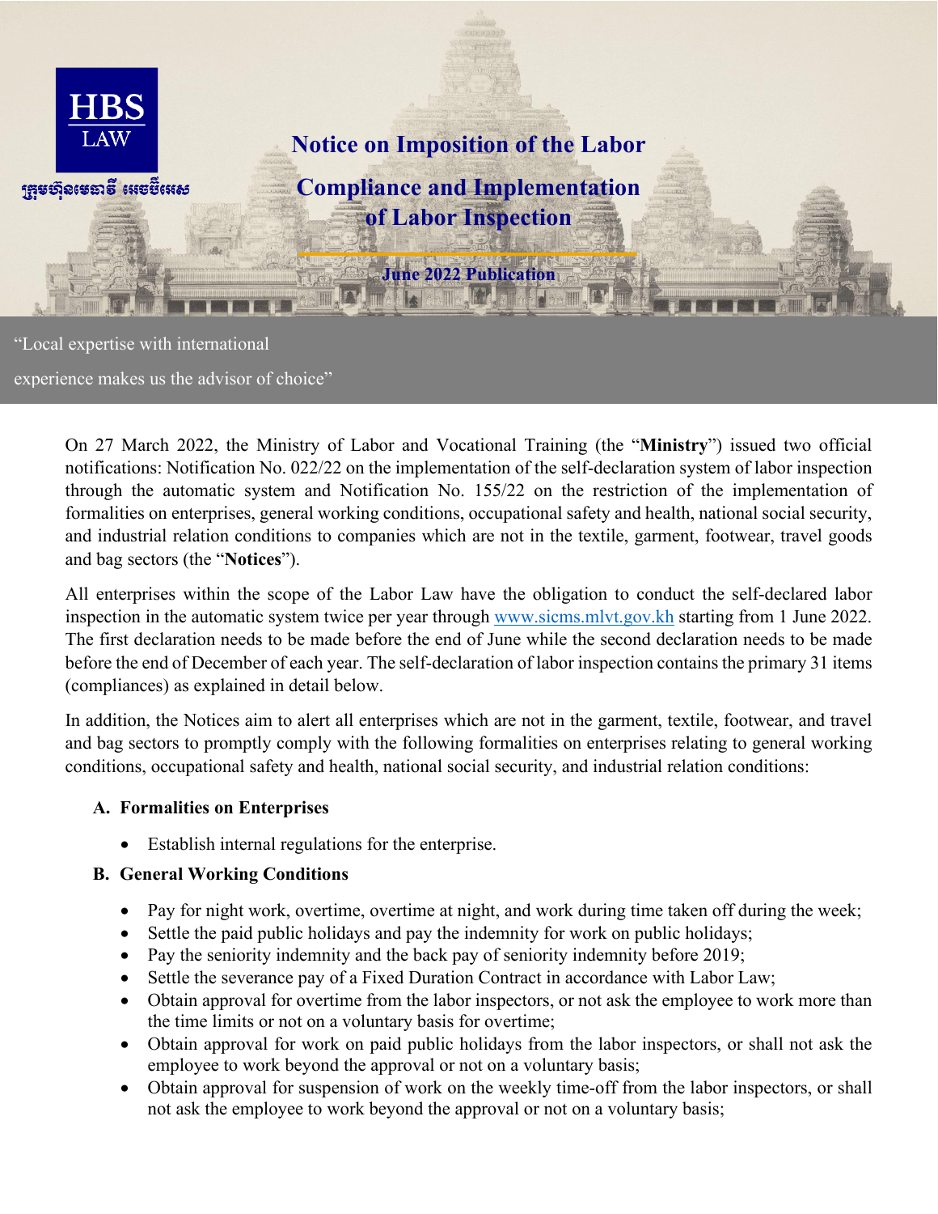HBS LAW

ក្រុមហ៊ុនមេធាវី អេចប៊ីអេស

# Notice on Imposition of the Labor Compliance and Implementation of Labor Inspection

**June 2022 Publication**

"Local expertise with international experience makes us the advisor of choice"

On 27 March 2022, the Ministry of Labor and Vocational Training (the "**Ministry**") issued two official notifications: Notification No. 022/22 on the implementation of the self-declaration system of labor inspection through the automatic system and Notification No. 155/22 on the restriction of the implementation of formalities on enterprises, general working conditions, occupational safety and health, national social security, and industrial relation conditions to companies which are not in the textile, garment, footwear, travel goods and bag sectors (the "**Notices**").

All enterprises within the scope of the Labor Law have the obligation to conduct the self-declared labor inspection in the automatic system twice per year through www.sicms.mlvt.gov.kh starting from 1 June 2022. The first declaration needs to be made before the end of June while the second declaration needs to be made before the end of December of each year. The self-declaration of labor inspection contains the primary 31 items (compliances) as explained in detail below.

In addition, the Notices aim to alert all enterprises which are not in the garment, textile, footwear, and travel and bag sectors to promptly comply with the following formalities on enterprises relating to general working conditions, occupational safety and health, national social security, and industrial relation conditions:

## A. Formalities on Enterprises

- Establish internal regulations for the enterprise.

## B. General Working Conditions

- Pay for night work, overtime, overtime at night, and work during time taken off during the week;
- Settle the paid public holidays and pay the indemnity for work on public holidays;
- Pay the seniority indemnity and the back pay of seniority indemnity before 2019;
- Settle the severance pay of a Fixed Duration Contract in accordance with Labor Law;
- Obtain approval for overtime from the labor inspectors, or not ask the employee to work more than the time limits or not on a voluntary basis for overtime;
- Obtain approval for work on paid public holidays from the labor inspectors, or shall not ask the employee to work beyond the approval or not on a voluntary basis;
- Obtain approval for suspension of work on the weekly time-off from the labor inspectors, or shall not ask the employee to work beyond the approval or not on a voluntary basis;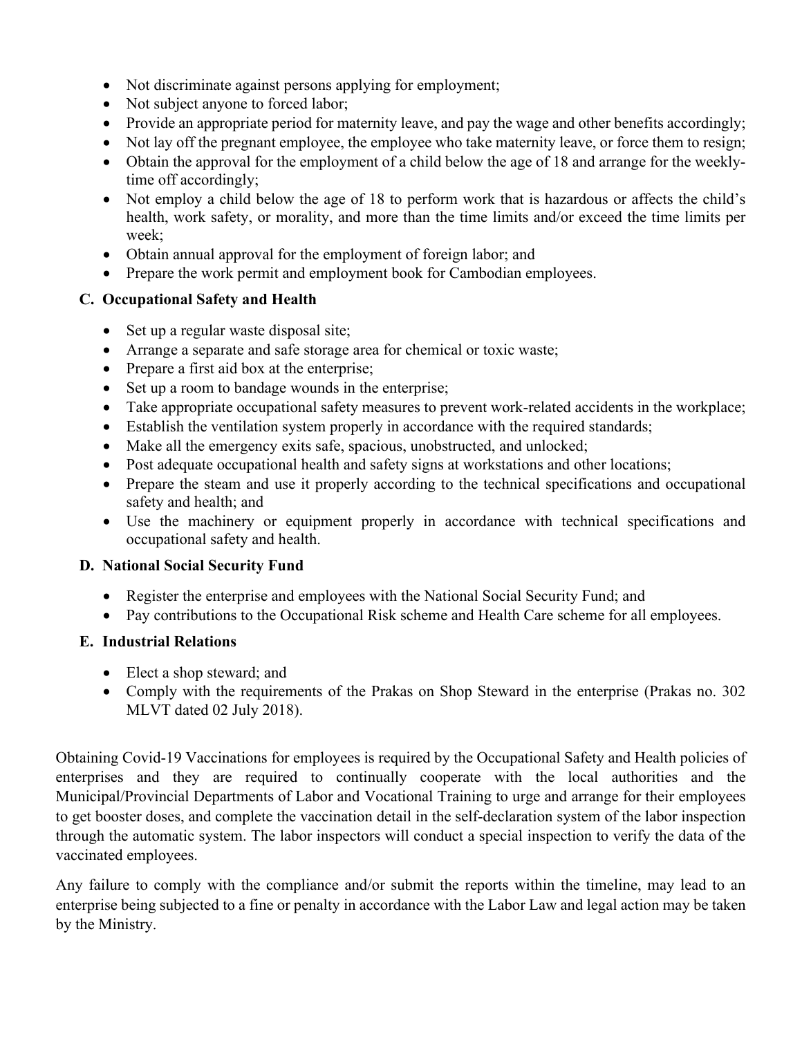- Not discriminate against persons applying for employment;
- Not subject anyone to forced labor;
- Provide an appropriate period for maternity leave, and pay the wage and other benefits accordingly;
- Not lay off the pregnant employee, the employee who take maternity leave, or force them to resign;
- Obtain the approval for the employment of a child below the age of 18 and arrange for the weekly-time off accordingly;
- Not employ a child below the age of 18 to perform work that is hazardous or affects the child's health, work safety, or morality, and more than the time limits and/or exceed the time limits per week;
- Obtain annual approval for the employment of foreign labor; and
- Prepare the work permit and employment book for Cambodian employees.

### C. Occupational Safety and Health

- Set up a regular waste disposal site;
- Arrange a separate and safe storage area for chemical or toxic waste;
- Prepare a first aid box at the enterprise;
- Set up a room to bandage wounds in the enterprise;
- Take appropriate occupational safety measures to prevent work-related accidents in the workplace;
- Establish the ventilation system properly in accordance with the required standards;
- Make all the emergency exits safe, spacious, unobstructed, and unlocked;
- Post adequate occupational health and safety signs at workstations and other locations;
- Prepare the steam and use it properly according to the technical specifications and occupational safety and health; and
- Use the machinery or equipment properly in accordance with technical specifications and occupational safety and health.

### D. National Social Security Fund

- Register the enterprise and employees with the National Social Security Fund; and
- Pay contributions to the Occupational Risk scheme and Health Care scheme for all employees.

### E. Industrial Relations

- Elect a shop steward; and
- Comply with the requirements of the Prakas on Shop Steward in the enterprise (Prakas no. 302 MLVT dated 02 July 2018).

Obtaining Covid-19 Vaccinations for employees is required by the Occupational Safety and Health policies of enterprises and they are required to continually cooperate with the local authorities and the Municipal/Provincial Departments of Labor and Vocational Training to urge and arrange for their employees to get booster doses, and complete the vaccination detail in the self-declaration system of the labor inspection through the automatic system. The labor inspectors will conduct a special inspection to verify the data of the vaccinated employees.

Any failure to comply with the compliance and/or submit the reports within the timeline, may lead to an enterprise being subjected to a fine or penalty in accordance with the Labor Law and legal action may be taken by the Ministry.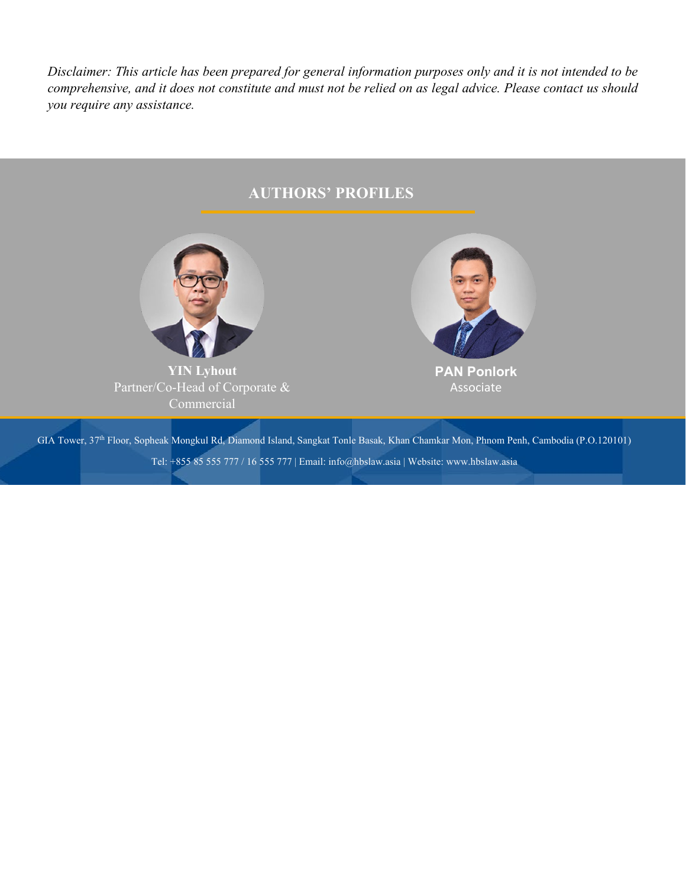*Disclaimer: This article has been prepared for general information purposes only and it is not intended to be comprehensive, and it does not constitute and must not be relied on as legal advice. Please contact us should you require any assistance.*

## AUTHORS' PROFILES

**YIN Lyhout**
Partner/Co-Head of Corporate & Commercial

**PAN Ponlork**
Associate

GIA Tower, 37th Floor, Sopheak Mongkul Rd, Diamond Island, Sangkat Tonle Basak, Khan Chamkar Mon, Phnom Penh, Cambodia (P.O.120101)

Tel: +855 85 555 777 / 16 555 777 | Email: info@hbslaw.asia | Website: www.hbslaw.asia